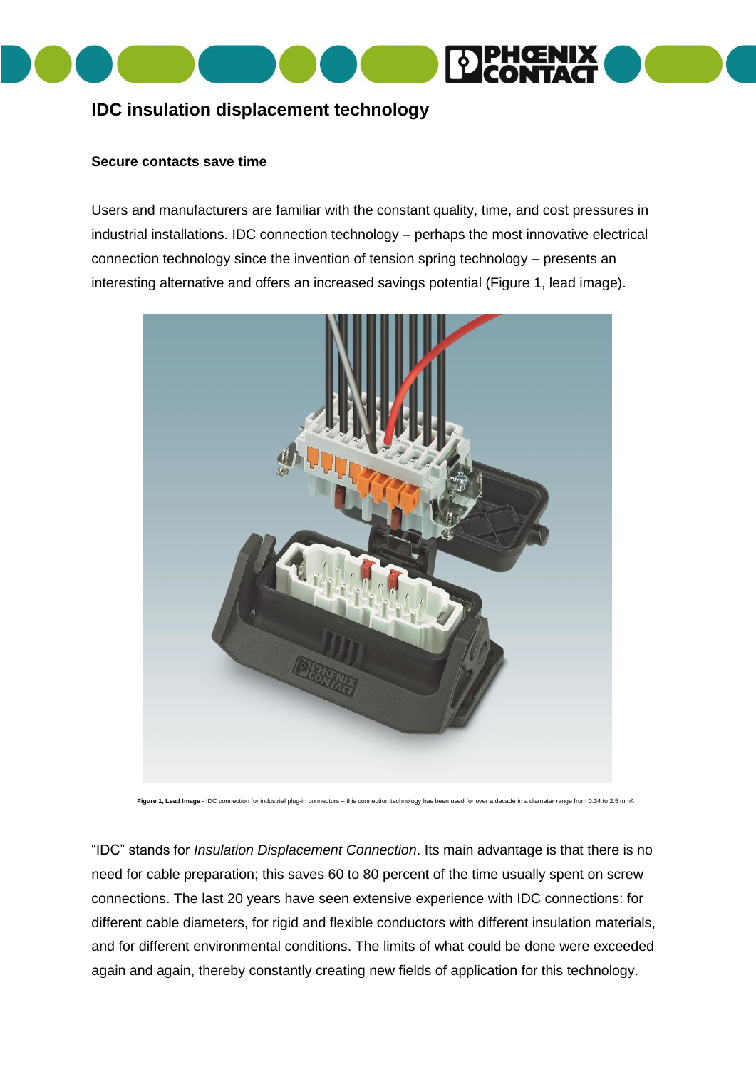# IDC insulation displacement technology

**Secure contacts save time**

Users and manufacturers are familiar with the constant quality, time, and cost pressures in industrial installations. IDC connection technology – perhaps the most innovative electrical connection technology since the invention of tension spring technology – presents an interesting alternative and offers an increased savings potential (Figure 1, lead image).

**Figure 1, Lead Image** - IDC connection for industrial plug-in connectors – this connection technology has been used for over a decade in a diameter range from 0.34 to 2.5 mm².

"IDC" stands for *Insulation Displacement Connection*. Its main advantage is that there is no need for cable preparation; this saves 60 to 80 percent of the time usually spent on screw connections. The last 20 years have seen extensive experience with IDC connections: for different cable diameters, for rigid and flexible conductors with different insulation materials, and for different environmental conditions. The limits of what could be done were exceeded again and again, thereby constantly creating new fields of application for this technology.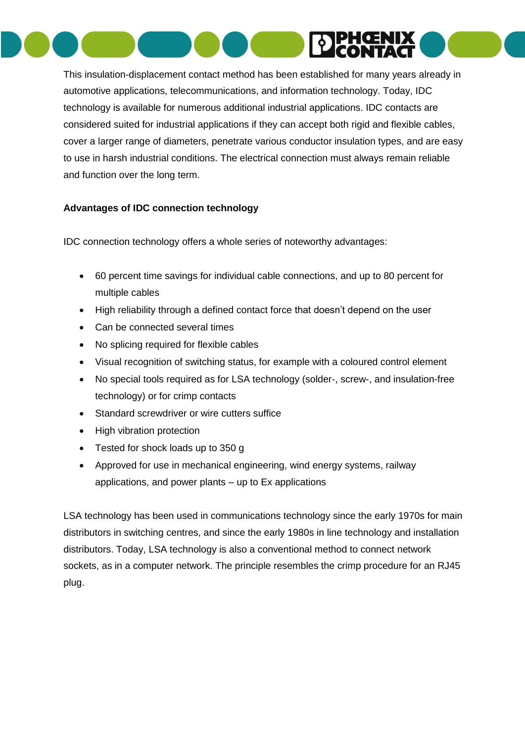This insulation-displacement contact method has been established for many years already in automotive applications, telecommunications, and information technology. Today, IDC technology is available for numerous additional industrial applications. IDC contacts are considered suited for industrial applications if they can accept both rigid and flexible cables, cover a larger range of diameters, penetrate various conductor insulation types, and are easy to use in harsh industrial conditions. The electrical connection must always remain reliable and function over the long term.

**Advantages of IDC connection technology**

IDC connection technology offers a whole series of noteworthy advantages:

- 60 percent time savings for individual cable connections, and up to 80 percent for multiple cables
- High reliability through a defined contact force that doesn't depend on the user
- Can be connected several times
- No splicing required for flexible cables
- Visual recognition of switching status, for example with a coloured control element
- No special tools required as for LSA technology (solder-, screw-, and insulation-free technology) or for crimp contacts
- Standard screwdriver or wire cutters suffice
- High vibration protection
- Tested for shock loads up to 350 g
- Approved for use in mechanical engineering, wind energy systems, railway applications, and power plants – up to Ex applications

LSA technology has been used in communications technology since the early 1970s for main distributors in switching centres, and since the early 1980s in line technology and installation distributors. Today, LSA technology is also a conventional method to connect network sockets, as in a computer network. The principle resembles the crimp procedure for an RJ45 plug.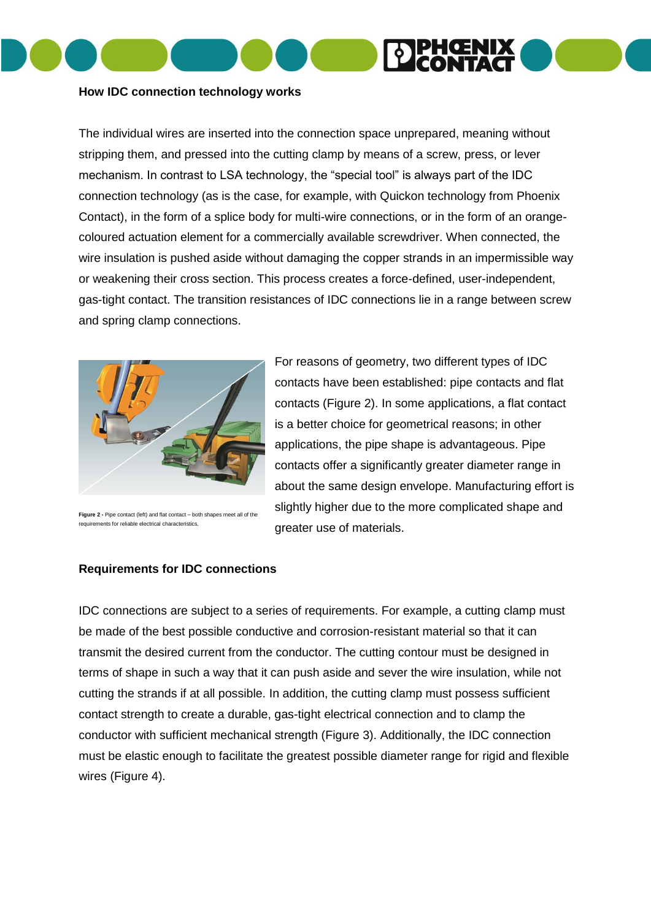## How IDC connection technology works

The individual wires are inserted into the connection space unprepared, meaning without stripping them, and pressed into the cutting clamp by means of a screw, press, or lever mechanism. In contrast to LSA technology, the “special tool” is always part of the IDC connection technology (as is the case, for example, with Quickon technology from Phoenix Contact), in the form of a splice body for multi-wire connections, or in the form of an orange-coloured actuation element for a commercially available screwdriver. When connected, the wire insulation is pushed aside without damaging the copper strands in an impermissible way or weakening their cross section. This process creates a force-defined, user-independent, gas-tight contact. The transition resistances of IDC connections lie in a range between screw and spring clamp connections.

**Figure 2 -** Pipe contact (left) and flat contact – both shapes meet all of the requirements for reliable electrical characteristics.

For reasons of geometry, two different types of IDC contacts have been established: pipe contacts and flat contacts (Figure 2). In some applications, a flat contact is a better choice for geometrical reasons; in other applications, the pipe shape is advantageous. Pipe contacts offer a significantly greater diameter range in about the same design envelope. Manufacturing effort is slightly higher due to the more complicated shape and greater use of materials.

## Requirements for IDC connections

IDC connections are subject to a series of requirements. For example, a cutting clamp must be made of the best possible conductive and corrosion-resistant material so that it can transmit the desired current from the conductor. The cutting contour must be designed in terms of shape in such a way that it can push aside and sever the wire insulation, while not cutting the strands if at all possible. In addition, the cutting clamp must possess sufficient contact strength to create a durable, gas-tight electrical connection and to clamp the conductor with sufficient mechanical strength (Figure 3). Additionally, the IDC connection must be elastic enough to facilitate the greatest possible diameter range for rigid and flexible wires (Figure 4).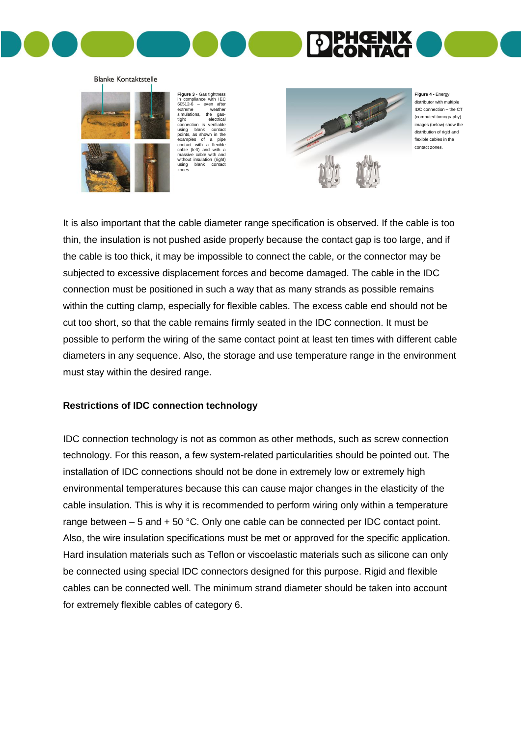Blanke Kontaktstelle

**Figure 3** - Gas tightness in compliance with IEC 60512-6 – even after extreme weather simulations, the gas-tight electrical connection is verifiable using blank contact points, as shown in the examples of a pipe contact with a flexible cable (left) and with a massive cable with and without insulation (right) using blank contact zones.

**Figure 4 -** Energy distributor with multiple IDC connection – the CT (computed tomography) images (below) show the distribution of rigid and flexible cables in the contact zones.

It is also important that the cable diameter range specification is observed. If the cable is too thin, the insulation is not pushed aside properly because the contact gap is too large, and if the cable is too thick, it may be impossible to connect the cable, or the connector may be subjected to excessive displacement forces and become damaged. The cable in the IDC connection must be positioned in such a way that as many strands as possible remains within the cutting clamp, especially for flexible cables. The excess cable end should not be cut too short, so that the cable remains firmly seated in the IDC connection. It must be possible to perform the wiring of the same contact point at least ten times with different cable diameters in any sequence. Also, the storage and use temperature range in the environment must stay within the desired range.

**Restrictions of IDC connection technology**

IDC connection technology is not as common as other methods, such as screw connection technology. For this reason, a few system-related particularities should be pointed out. The installation of IDC connections should not be done in extremely low or extremely high environmental temperatures because this can cause major changes in the elasticity of the cable insulation. This is why it is recommended to perform wiring only within a temperature range between – 5 and + 50 °C. Only one cable can be connected per IDC contact point. Also, the wire insulation specifications must be met or approved for the specific application. Hard insulation materials such as Teflon or viscoelastic materials such as silicone can only be connected using special IDC connectors designed for this purpose. Rigid and flexible cables can be connected well. The minimum strand diameter should be taken into account for extremely flexible cables of category 6.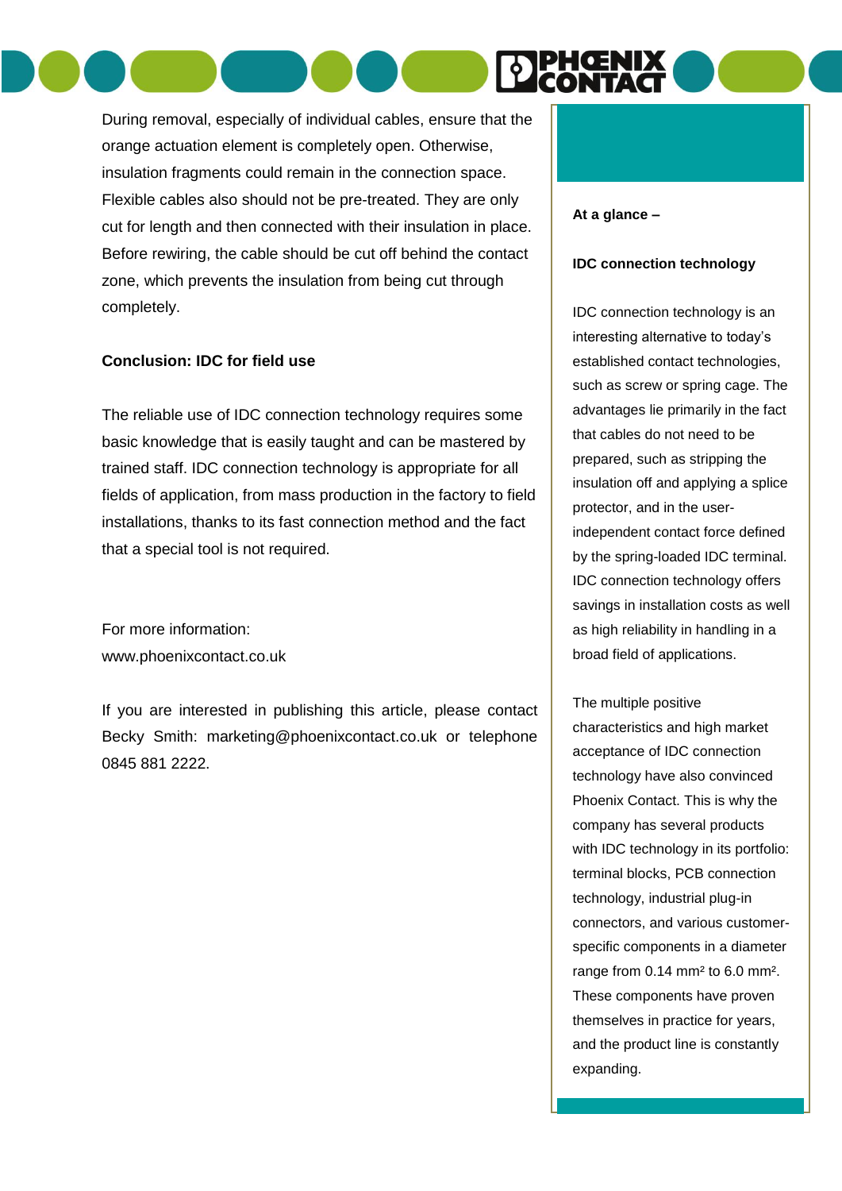During removal, especially of individual cables, ensure that the orange actuation element is completely open. Otherwise, insulation fragments could remain in the connection space. Flexible cables also should not be pre-treated. They are only cut for length and then connected with their insulation in place. Before rewiring, the cable should be cut off behind the contact zone, which prevents the insulation from being cut through completely.

**Conclusion: IDC for field use**

The reliable use of IDC connection technology requires some basic knowledge that is easily taught and can be mastered by trained staff. IDC connection technology is appropriate for all fields of application, from mass production in the factory to field installations, thanks to its fast connection method and the fact that a special tool is not required.

For more information:
www.phoenixcontact.co.uk

If you are interested in publishing this article, please contact Becky Smith: marketing@phoenixcontact.co.uk or telephone 0845 881 2222.

**At a glance –**

**IDC connection technology**

IDC connection technology is an interesting alternative to today's established contact technologies, such as screw or spring cage. The advantages lie primarily in the fact that cables do not need to be prepared, such as stripping the insulation off and applying a splice protector, and in the user-independent contact force defined by the spring-loaded IDC terminal. IDC connection technology offers savings in installation costs as well as high reliability in handling in a broad field of applications.

The multiple positive characteristics and high market acceptance of IDC connection technology have also convinced Phoenix Contact. This is why the company has several products with IDC technology in its portfolio: terminal blocks, PCB connection technology, industrial plug-in connectors, and various customer-specific components in a diameter range from 0.14 mm² to 6.0 mm². These components have proven themselves in practice for years, and the product line is constantly expanding.